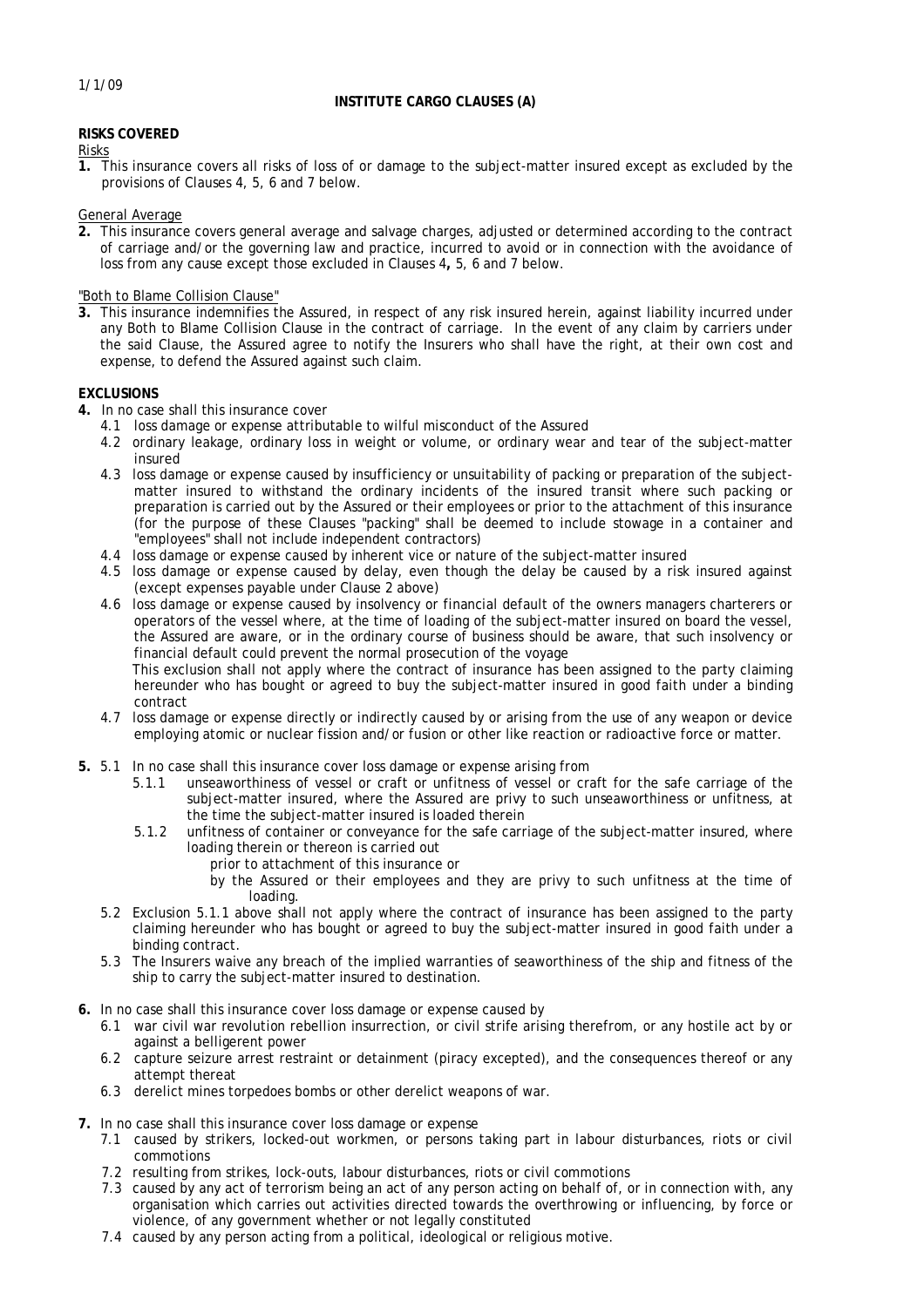1/1/09

# INSTITUTE CARGO CLAUSES (A)

## RISKS COVERED

Risks

**1.** This insurance covers all risks of loss of or damage to the subject-matter insured except as excluded by the provisions of Clauses 4, 5, 6 and 7 below.

General Average

**2.** This insurance covers general average and salvage charges, adjusted or determined according to the contract of carriage and/or the governing law and practice, incurred to avoid or in connection with the avoidance of loss from any cause except those excluded in Clauses 4**,** 5, 6 and 7 below.

*"Both to Blame Collision Clause"*

**3.** This insurance indemnifies the Assured, in respect of any risk insured herein, against liability incurred under any Both to Blame Collision Clause in the contract of carriage. In the event of any claim by carriers under the said Clause, the Assured agree to notify the Insurers who shall have the right, at their own cost and expense, to defend the Assured against such claim.

## EXCLUSIONS

**4.** In no case shall this insurance cover

4.1 loss damage or expense attributable to wilful misconduct of the Assured

4.2 ordinary leakage, ordinary loss in weight or volume, or ordinary wear and tear of the subject-matter insured

4.3 loss damage or expense caused by insufficiency or unsuitability of packing or preparation of the subject-matter insured to withstand the ordinary incidents of the insured transit where such packing or preparation is carried out by the Assured or their employees or prior to the attachment of this insurance (for the purpose of these Clauses "packing" shall be deemed to include stowage in a container and "employees" shall not include independent contractors)

4.4 loss damage or expense caused by inherent vice or nature of the subject-matter insured

4.5 loss damage or expense caused by delay, even though the delay be caused by a risk insured against (except expenses payable under Clause 2 above)

4.6 loss damage or expense caused by insolvency or financial default of the owners managers charterers or operators of the vessel where, at the time of loading of the subject-matter insured on board the vessel, the Assured are aware, or in the ordinary course of business should be aware, that such insolvency or financial default could prevent the normal prosecution of the voyage
This exclusion shall not apply where the contract of insurance has been assigned to the party claiming hereunder who has bought or agreed to buy the subject-matter insured in good faith under a binding contract

4.7 loss damage or expense directly or indirectly caused by or arising from the use of any weapon or device employing atomic or nuclear fission and/or fusion or other like reaction or radioactive force or matter.

**5.** 5.1 In no case shall this insurance cover loss damage or expense arising from

5.1.1 unseaworthiness of vessel or craft or unfitness of vessel or craft for the safe carriage of the subject-matter insured, where the Assured are privy to such unseaworthiness or unfitness, at the time the subject-matter insured is loaded therein

5.1.2 unfitness of container or conveyance for the safe carriage of the subject-matter insured, where loading therein or thereon is carried out
prior to attachment of this insurance or
by the Assured or their employees and they are privy to such unfitness at the time of loading.

5.2 Exclusion 5.1.1 above shall not apply where the contract of insurance has been assigned to the party claiming hereunder who has bought or agreed to buy the subject-matter insured in good faith under a binding contract.

5.3 The Insurers waive any breach of the implied warranties of seaworthiness of the ship and fitness of the ship to carry the subject-matter insured to destination.

**6.** In no case shall this insurance cover loss damage or expense caused by

6.1 war civil war revolution rebellion insurrection, or civil strife arising therefrom, or any hostile act by or against a belligerent power

6.2 capture seizure arrest restraint or detainment (piracy excepted), and the consequences thereof or any attempt thereat

6.3 derelict mines torpedoes bombs or other derelict weapons of war.

**7.** In no case shall this insurance cover loss damage or expense

7.1 caused by strikers, locked-out workmen, or persons taking part in labour disturbances, riots or civil commotions

7.2 resulting from strikes, lock-outs, labour disturbances, riots or civil commotions

7.3 caused by any act of terrorism being an act of any person acting on behalf of, or in connection with, any organisation which carries out activities directed towards the overthrowing or influencing, by force or violence, of any government whether or not legally constituted

7.4 caused by any person acting from a political, ideological or religious motive.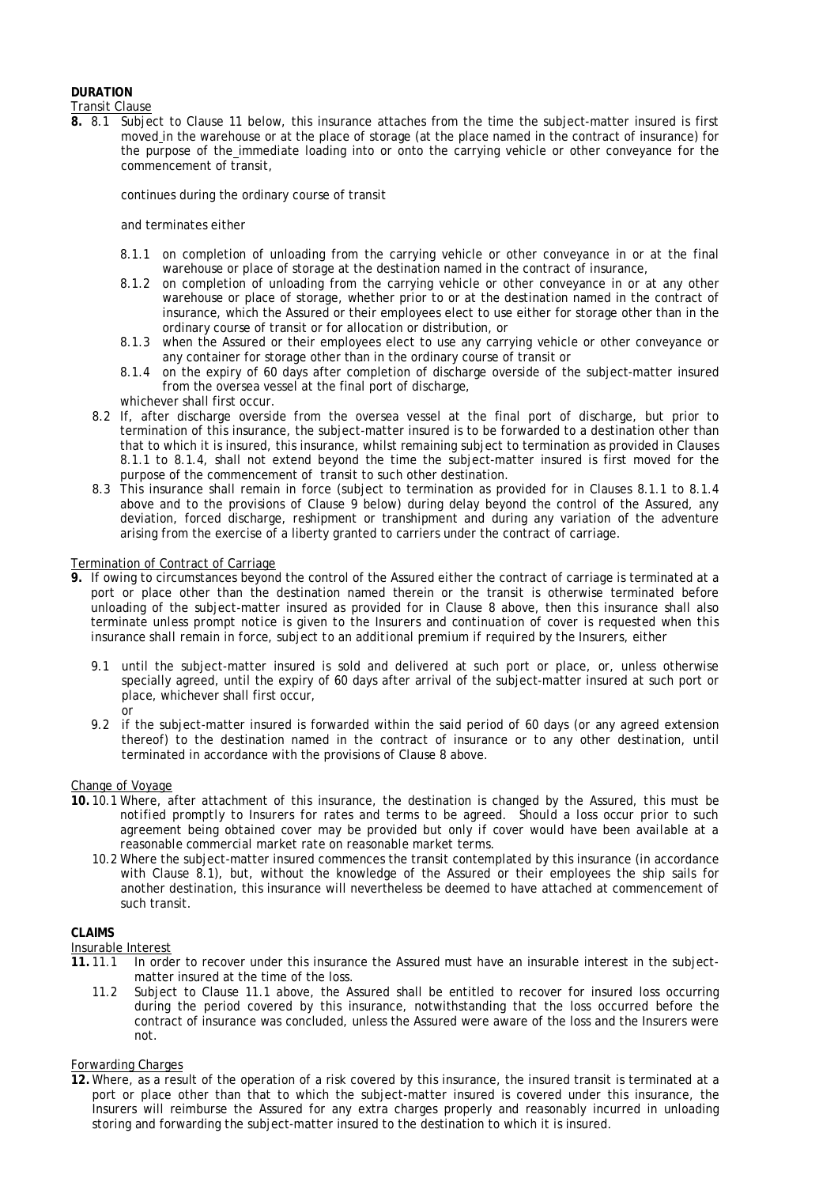**DURATION**

Transit Clause

**8.** 8.1 Subject to Clause 11 below, this insurance attaches from the time the subject-matter insured is first moved in the warehouse or at the place of storage (at the place named in the contract of insurance) for the purpose of the immediate loading into or onto the carrying vehicle or other conveyance for the commencement of transit,

continues during the ordinary course of transit

and terminates either

- 8.1.1 on completion of unloading from the carrying vehicle or other conveyance in or at the final warehouse or place of storage at the destination named in the contract of insurance,
- 8.1.2 on completion of unloading from the carrying vehicle or other conveyance in or at any other warehouse or place of storage, whether prior to or at the destination named in the contract of insurance, which the Assured or their employees elect to use either for storage other than in the ordinary course of transit or for allocation or distribution, or
- 8.1.3 when the Assured or their employees elect to use any carrying vehicle or other conveyance or any container for storage other than in the ordinary course of transit or
- 8.1.4 on the expiry of 60 days after completion of discharge overside of the subject-matter insured from the oversea vessel at the final port of discharge,

whichever shall first occur.

8.2 If, after discharge overside from the oversea vessel at the final port of discharge, but prior to termination of this insurance, the subject-matter insured is to be forwarded to a destination other than that to which it is insured, this insurance, whilst remaining subject to termination as provided in Clauses 8.1.1 to 8.1.4, shall not extend beyond the time the subject-matter insured is first moved for the purpose of the commencement of transit to such other destination.

8.3 This insurance shall remain in force (subject to termination as provided for in Clauses 8.1.1 to 8.1.4 above and to the provisions of Clause 9 below) during delay beyond the control of the Assured, any deviation, forced discharge, reshipment or transhipment and during any variation of the adventure arising from the exercise of a liberty granted to carriers under the contract of carriage.

Termination of Contract of Carriage

**9.** If owing to circumstances beyond the control of the Assured either the contract of carriage is terminated at a port or place other than the destination named therein or the transit is otherwise terminated before unloading of the subject-matter insured as provided for in Clause 8 above, then this insurance shall also terminate unless prompt notice is given to the Insurers and continuation of cover is requested when this insurance shall remain in force, subject to an additional premium if required by the Insurers, either

9.1 until the subject-matter insured is sold and delivered at such port or place, or, unless otherwise specially agreed, until the expiry of 60 days after arrival of the subject-matter insured at such port or place, whichever shall first occur,

or

9.2 if the subject-matter insured is forwarded within the said period of 60 days (or any agreed extension thereof) to the destination named in the contract of insurance or to any other destination, until terminated in accordance with the provisions of Clause 8 above.

Change of Voyage

**10.** 10.1 Where, after attachment of this insurance, the destination is changed by the Assured, this must be notified promptly to Insurers for rates and terms to be agreed. Should a loss occur prior to such agreement being obtained cover may be provided but only if cover would have been available at a reasonable commercial market rate on reasonable market terms.

10.2 Where the subject-matter insured commences the transit contemplated by this insurance (in accordance with Clause 8.1), but, without the knowledge of the Assured or their employees the ship sails for another destination, this insurance will nevertheless be deemed to have attached at commencement of such transit.

**CLAIMS**

Insurable Interest

**11.** 11.1 In order to recover under this insurance the Assured must have an insurable interest in the subject-matter insured at the time of the loss.

11.2 Subject to Clause 11.1 above, the Assured shall be entitled to recover for insured loss occurring during the period covered by this insurance, notwithstanding that the loss occurred before the contract of insurance was concluded, unless the Assured were aware of the loss and the Insurers were not.

Forwarding Charges

**12.** Where, as a result of the operation of a risk covered by this insurance, the insured transit is terminated at a port or place other than that to which the subject-matter insured is covered under this insurance, the Insurers will reimburse the Assured for any extra charges properly and reasonably incurred in unloading storing and forwarding the subject-matter insured to the destination to which it is insured.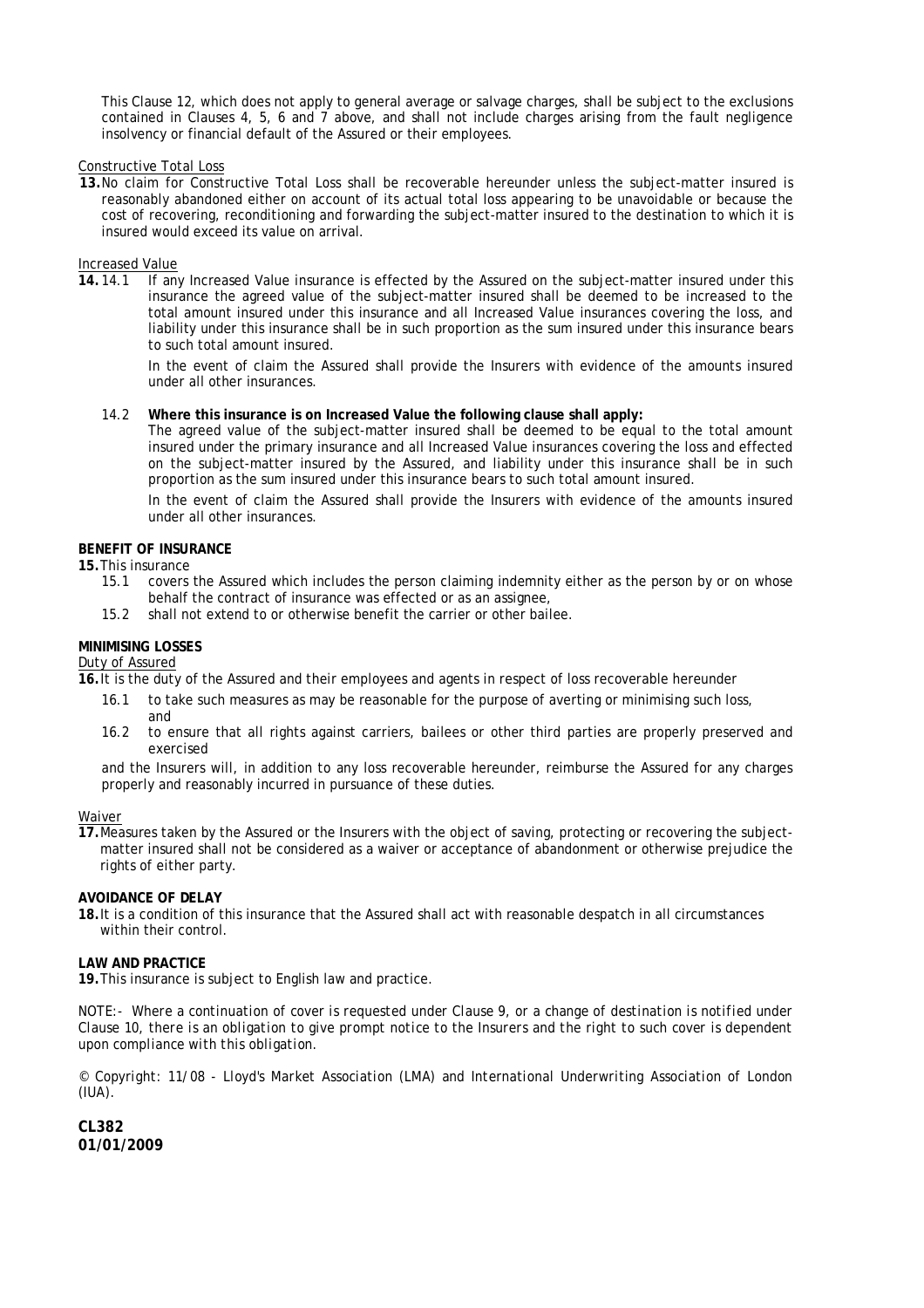This Clause 12, which does not apply to general average or salvage charges, shall be subject to the exclusions contained in Clauses 4, 5, 6 and 7 above, and shall not include charges arising from the fault negligence insolvency or financial default of the Assured or their employees.

Constructive Total Loss

**13.** No claim for Constructive Total Loss shall be recoverable hereunder unless the subject-matter insured is reasonably abandoned either on account of its actual total loss appearing to be unavoidable or because the cost of recovering, reconditioning and forwarding the subject-matter insured to the destination to which it is insured would exceed its value on arrival.

Increased Value

**14.** 14.1 If any Increased Value insurance is effected by the Assured on the subject-matter insured under this insurance the agreed value of the subject-matter insured shall be deemed to be increased to the total amount insured under this insurance and all Increased Value insurances covering the loss, and liability under this insurance shall be in such proportion as the sum insured under this insurance bears to such total amount insured.

In the event of claim the Assured shall provide the Insurers with evidence of the amounts insured under all other insurances.

14.2 **Where this insurance is on Increased Value the following clause shall apply:**

The agreed value of the subject-matter insured shall be deemed to be equal to the total amount insured under the primary insurance and all Increased Value insurances covering the loss and effected on the subject-matter insured by the Assured, and liability under this insurance shall be in such proportion as the sum insured under this insurance bears to such total amount insured.

In the event of claim the Assured shall provide the Insurers with evidence of the amounts insured under all other insurances.

**BENEFIT OF INSURANCE**

**15.** This insurance

15.1 covers the Assured which includes the person claiming indemnity either as the person by or on whose behalf the contract of insurance was effected or as an assignee,

15.2 shall not extend to or otherwise benefit the carrier or other bailee.

**MINIMISING LOSSES**

Duty of Assured

**16.** It is the duty of the Assured and their employees and agents in respect of loss recoverable hereunder

16.1 to take such measures as may be reasonable for the purpose of averting or minimising such loss, and

16.2 to ensure that all rights against carriers, bailees or other third parties are properly preserved and exercised

and the Insurers will, in addition to any loss recoverable hereunder, reimburse the Assured for any charges properly and reasonably incurred in pursuance of these duties.

Waiver

**17.** Measures taken by the Assured or the Insurers with the object of saving, protecting or recovering the subject-matter insured shall not be considered as a waiver or acceptance of abandonment or otherwise prejudice the rights of either party.

**AVOIDANCE OF DELAY**

**18.** It is a condition of this insurance that the Assured shall act with reasonable despatch in all circumstances within their control.

**LAW AND PRACTICE**

**19.** This insurance is subject to English law and practice.

*NOTE:- Where a continuation of cover is requested under Clause 9, or a change of destination is notified under Clause 10, there is an obligation to give prompt notice to the Insurers and the right to such cover is dependent upon compliance with this obligation.*

*© Copyright: 11/08 - Lloyd's Market Association (LMA) and International Underwriting Association of London (IUA).*

**CL382**
**01/01/2009**